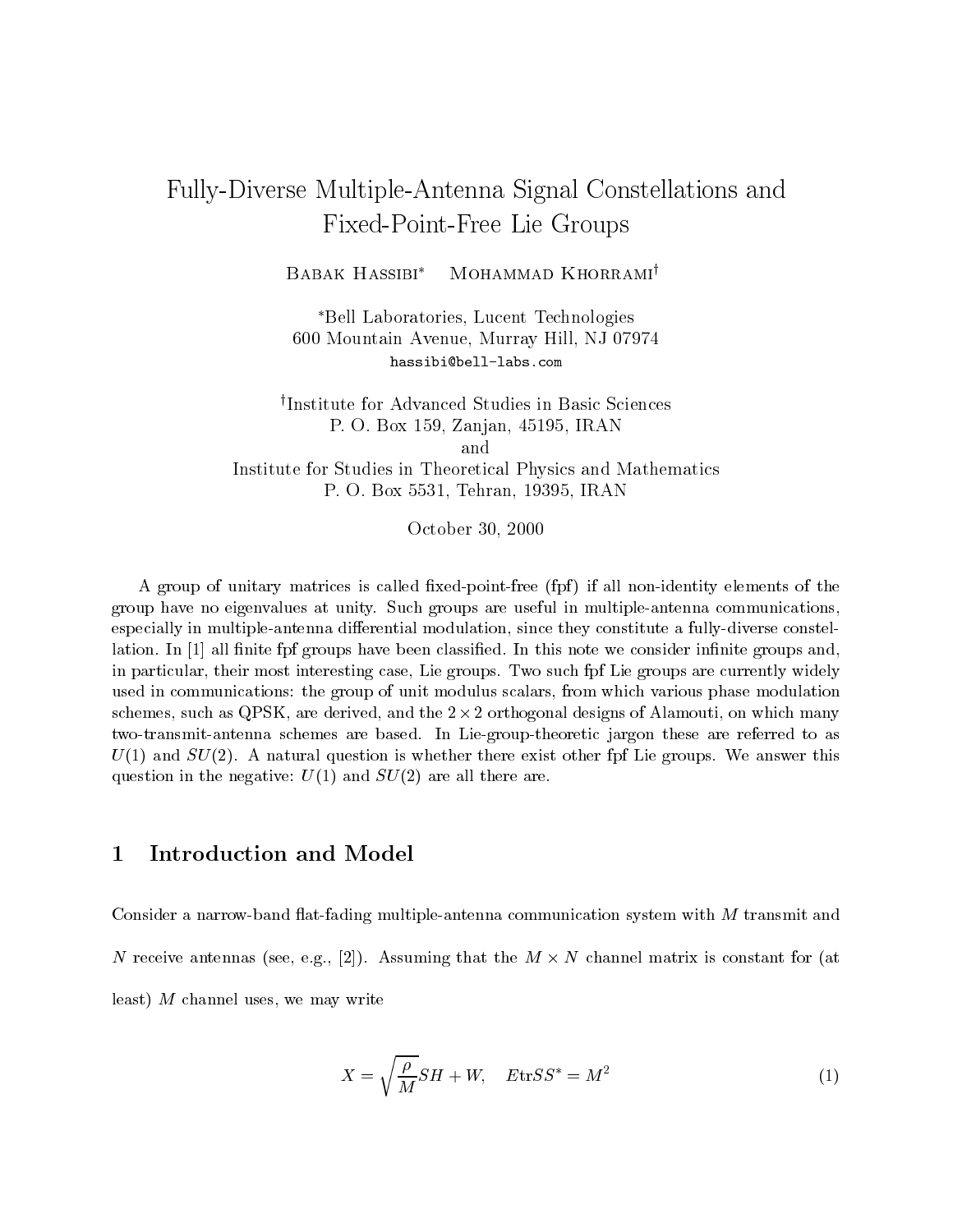# Fully-Diverse Multiple-Antenna Signal Constellations and Fixed-Point-Free Lie Groups

Babak Hassibi[*] Mohammad Khorrami[†]

[*]Bell Laboratories, Lucent Technologies
600 Mountain Avenue, Murray Hill, NJ 07974
hassibi@bell-labs.com

[†]Institute for Advanced Studies in Basic Sciences
P. O. Box 159, Zanjan, 45195, IRAN
and
Institute for Studies in Theoretical Physics and Mathematics
P. O. Box 5531, Tehran, 19395, IRAN

October 30, 2000

A group of unitary matrices is called fixed-point-free (fpf) if all non-identity elements of the group have no eigenvalues at unity. Such groups are useful in multiple-antenna communications, especially in multiple-antenna differential modulation, since they constitute a fully-diverse constellation. In [1] all finite fpf groups have been classified. In this note we consider infinite groups and, in particular, their most interesting case, Lie groups. Two such fpf Lie groups are currently widely used in communications: the group of unit modulus scalars, from which various phase modulation schemes, such as QPSK, are derived, and the $2 \times 2$ orthogonal designs of Alamouti, on which many two-transmit-antenna schemes are based. In Lie-group-theoretic jargon these are referred to as $U(1)$ and $SU(2)$. A natural question is whether there exist other fpf Lie groups. We answer this question in the negative: $U(1)$ and $SU(2)$ are all there are.

## 1 Introduction and Model

Consider a narrow-band flat-fading multiple-antenna communication system with $M$ transmit and $N$ receive antennas (see, e.g., [2]). Assuming that the $M \times N$ channel matrix is constant for (at least) $M$ channel uses, we may write

$$X = \sqrt{\frac{\rho}{M}} SH + W, \quad E\text{tr}SS^* = M^2 \tag{1}$$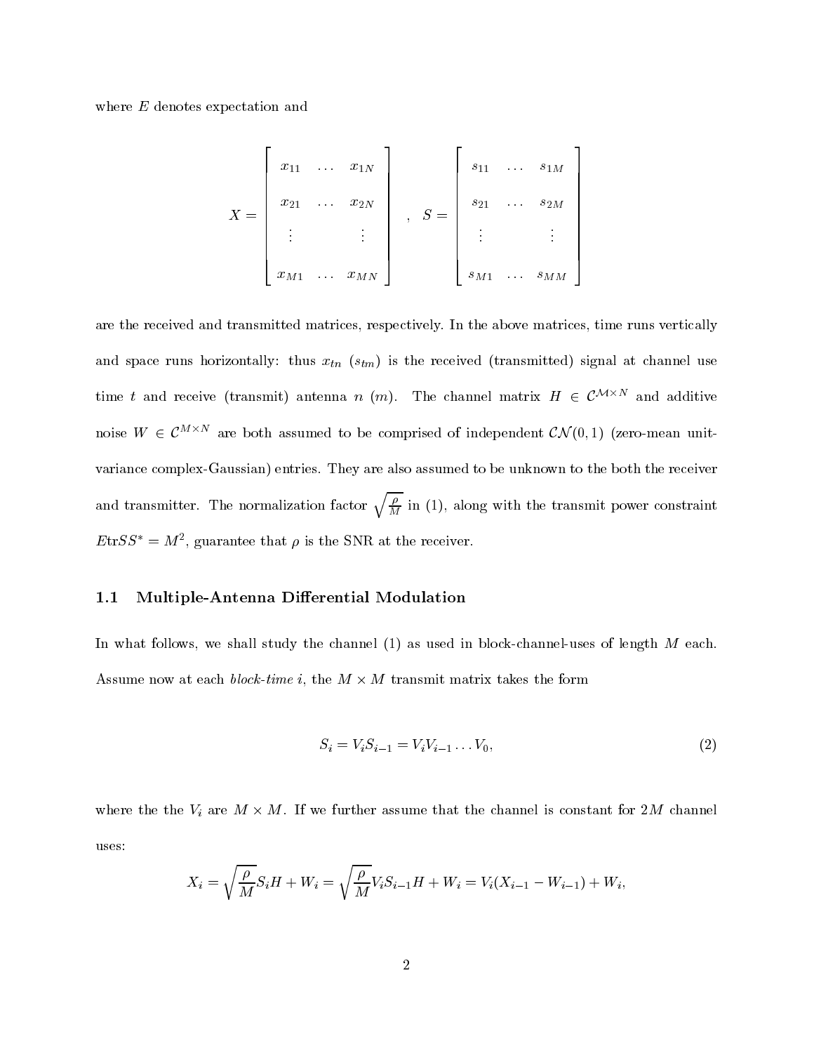where $E$ denotes expectation and

$$X = \begin{bmatrix} x_{11} & \dots & x_{1N} \\ x_{21} & \dots & x_{2N} \\ \vdots & & \vdots \\ x_{M1} & \dots & x_{MN} \end{bmatrix} \quad , \quad S = \begin{bmatrix} s_{11} & \dots & s_{1M} \\ s_{21} & \dots & s_{2M} \\ \vdots & & \vdots \\ s_{M1} & \dots & s_{MM} \end{bmatrix}$$

are the received and transmitted matrices, respectively. In the above matrices, time runs vertically and space runs horizontally: thus $x_{tn}$ ($s_{tm}$) is the received (transmitted) signal at channel use time $t$ and receive (transmit) antenna $n$ ($m$). The channel matrix $H \in \mathcal{C}^{M \times N}$ and additive noise $W \in \mathcal{C}^{M \times N}$ are both assumed to be comprised of independent $\mathcal{CN}(0,1)$ (zero-mean unit-variance complex-Gaussian) entries. They are also assumed to be unknown to the both the receiver and transmitter. The normalization factor $\sqrt{\frac{\rho}{M}}$ in (1), along with the transmit power constraint $E\text{tr}SS^* = M^2$, guarantee that $\rho$ is the SNR at the receiver.

### 1.1 Multiple-Antenna Differential Modulation

In what follows, we shall study the channel (1) as used in block-channel-uses of length $M$ each. Assume now at each *block-time* $i$, the $M \times M$ transmit matrix takes the form

$$S_i = V_i S_{i-1} = V_i V_{i-1} \dots V_0, \tag{2}$$

where the the $V_i$ are $M \times M$. If we further assume that the channel is constant for $2M$ channel uses:

$$X_i = \sqrt{\frac{\rho}{M}} S_i H + W_i = \sqrt{\frac{\rho}{M}} V_i S_{i-1} H + W_i = V_i (X_{i-1} - W_{i-1}) + W_i,$$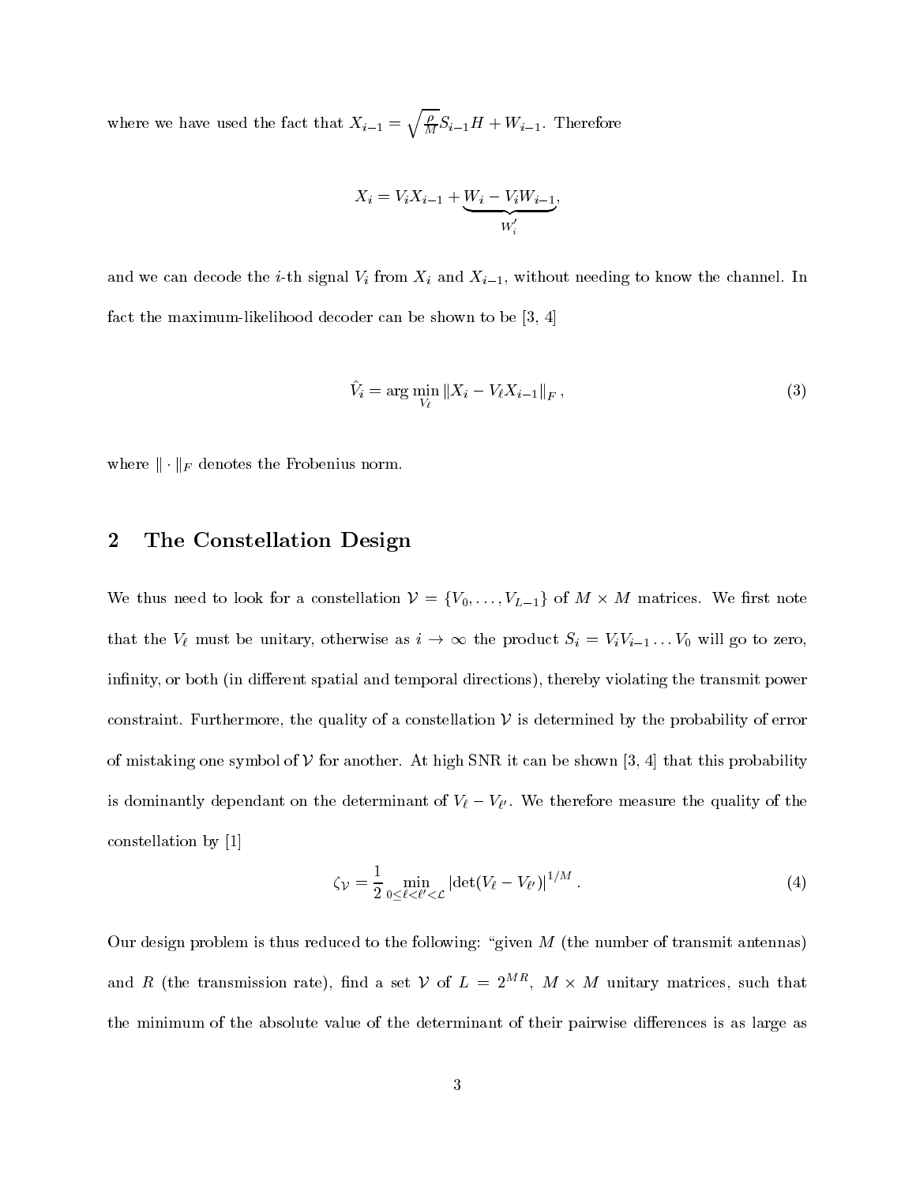where we have used the fact that $X_{i-1} = \sqrt{\frac{\rho}{M}} S_{i-1} H + W_{i-1}$. Therefore

$$X_i = V_i X_{i-1} + \underbrace{W_i - V_i W_{i-1}}_{W_i'},$$

and we can decode the $i$-th signal $V_i$ from $X_i$ and $X_{i-1}$, without needing to know the channel. In fact the maximum-likelihood decoder can be shown to be [3, 4]

$$\hat{V_i} = \arg\min_{V_\ell} \|X_i - V_\ell X_{i-1}\|_F \,, \tag{3}$$

where $\|\cdot\|_F$ denotes the Frobenius norm.

## 2 The Constellation Design

We thus need to look for a constellation $\mathcal{V} = \{V_0, \ldots, V_{L-1}\}$ of $M \times M$ matrices. We first note that the $V_\ell$ must be unitary, otherwise as $i \to \infty$ the product $S_i = V_i V_{i-1} \ldots V_0$ will go to zero, infinity, or both (in different spatial and temporal directions), thereby violating the transmit power constraint. Furthermore, the quality of a constellation $\mathcal{V}$ is determined by the probability of error of mistaking one symbol of $\mathcal{V}$ for another. At high SNR it can be shown [3, 4] that this probability is dominantly dependant on the determinant of $V_\ell - V_{\ell'}$. We therefore measure the quality of the constellation by [1]

$$\zeta_{\mathcal{V}} = \frac{1}{2} \min_{0 \le \ell < \ell' < \mathcal{L}} |\det(V_\ell - V_{\ell'})|^{1/M} \,. \tag{4}$$

Our design problem is thus reduced to the following: "given $M$ (the number of transmit antennas) and $R$ (the transmission rate), find a set $\mathcal{V}$ of $L = 2^{MR}$, $M \times M$ unitary matrices, such that the minimum of the absolute value of the determinant of their pairwise differences is as large as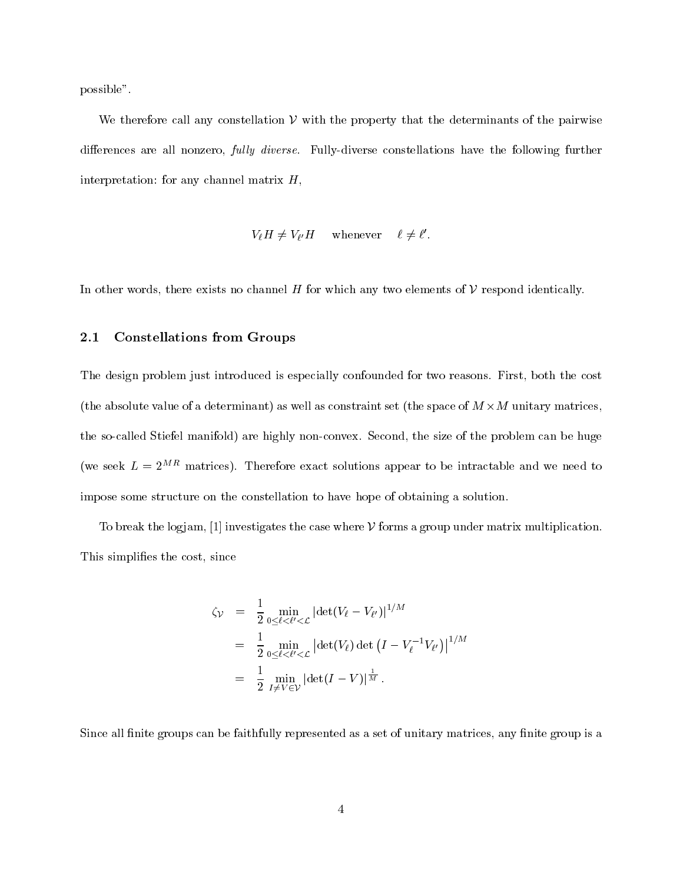possible".

We therefore call any constellation $\mathcal{V}$ with the property that the determinants of the pairwise differences are all nonzero, *fully diverse*. Fully-diverse constellations have the following further interpretation: for any channel matrix $H$,

$$V_\ell H \neq V_{\ell'} H \quad \text{whenever} \quad \ell \neq \ell'.$$

In other words, there exists no channel $H$ for which any two elements of $\mathcal{V}$ respond identically.

## 2.1 Constellations from Groups

The design problem just introduced is especially confounded for two reasons. First, both the cost (the absolute value of a determinant) as well as constraint set (the space of $M \times M$ unitary matrices, the so-called Stiefel manifold) are highly non-convex. Second, the size of the problem can be huge (we seek $L = 2^{MR}$ matrices). Therefore exact solutions appear to be intractable and we need to impose some structure on the constellation to have hope of obtaining a solution.

To break the logjam, [1] investigates the case where $\mathcal{V}$ forms a group under matrix multiplication. This simplifies the cost, since

$$\begin{aligned}
\zeta_{\mathcal{V}} &= \frac{1}{2} \min_{0 \leq \ell < \ell' < \mathcal{L}} |\det(V_\ell - V_{\ell'})|^{1/M} \\
&= \frac{1}{2} \min_{0 \leq \ell < \ell' < \mathcal{L}} \left| \det(V_\ell) \det\left(I - V_\ell^{-1} V_{\ell'}\right) \right|^{1/M} \\
&= \frac{1}{2} \min_{I \neq V \in \mathcal{V}} |\det(I - V)|^{\frac{1}{M}}.
\end{aligned}$$

Since all finite groups can be faithfully represented as a set of unitary matrices, any finite group is a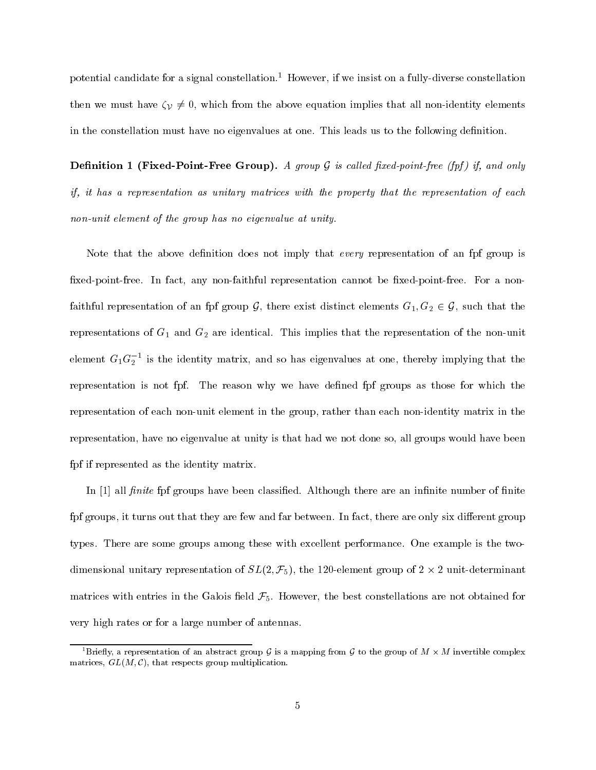potential candidate for a signal constellation.[1] However, if we insist on a fully-diverse constellation then we must have $\zeta_{\mathcal{V}} \neq 0$, which from the above equation implies that all non-identity elements in the constellation must have no eigenvalues at one. This leads us to the following definition.

**Definition 1 (Fixed-Point-Free Group).** *A group $\mathcal{G}$ is called fixed-point-free (fpf) if, and only if, it has a representation as unitary matrices with the property that the representation of each non-unit element of the group has no eigenvalue at unity.*

Note that the above definition does not imply that *every* representation of an fpf group is fixed-point-free. In fact, any non-faithful representation cannot be fixed-point-free. For a non-faithful representation of an fpf group $\mathcal{G}$, there exist distinct elements $G_1, G_2 \in \mathcal{G}$, such that the representations of $G_1$ and $G_2$ are identical. This implies that the representation of the non-unit element $G_1 G_2^{-1}$ is the identity matrix, and so has eigenvalues at one, thereby implying that the representation is not fpf. The reason why we have defined fpf groups as those for which the representation of each non-unit element in the group, rather than each non-identity matrix in the representation, have no eigenvalue at unity is that had we not done so, all groups would have been fpf if represented as the identity matrix.

In [1] all *finite* fpf groups have been classified. Although there are an infinite number of finite fpf groups, it turns out that they are few and far between. In fact, there are only six different group types. There are some groups among these with excellent performance. One example is the two-dimensional unitary representation of $SL(2, \mathcal{F}_5)$, the 120-element group of $2 \times 2$ unit-determinant matrices with entries in the Galois field $\mathcal{F}_5$. However, the best constellations are not obtained for very high rates or for a large number of antennas.

---

[1] Briefly, a representation of an abstract group $\mathcal{G}$ is a mapping from $\mathcal{G}$ to the group of $M \times M$ invertible complex matrices, $GL(M, \mathcal{C})$, that respects group multiplication.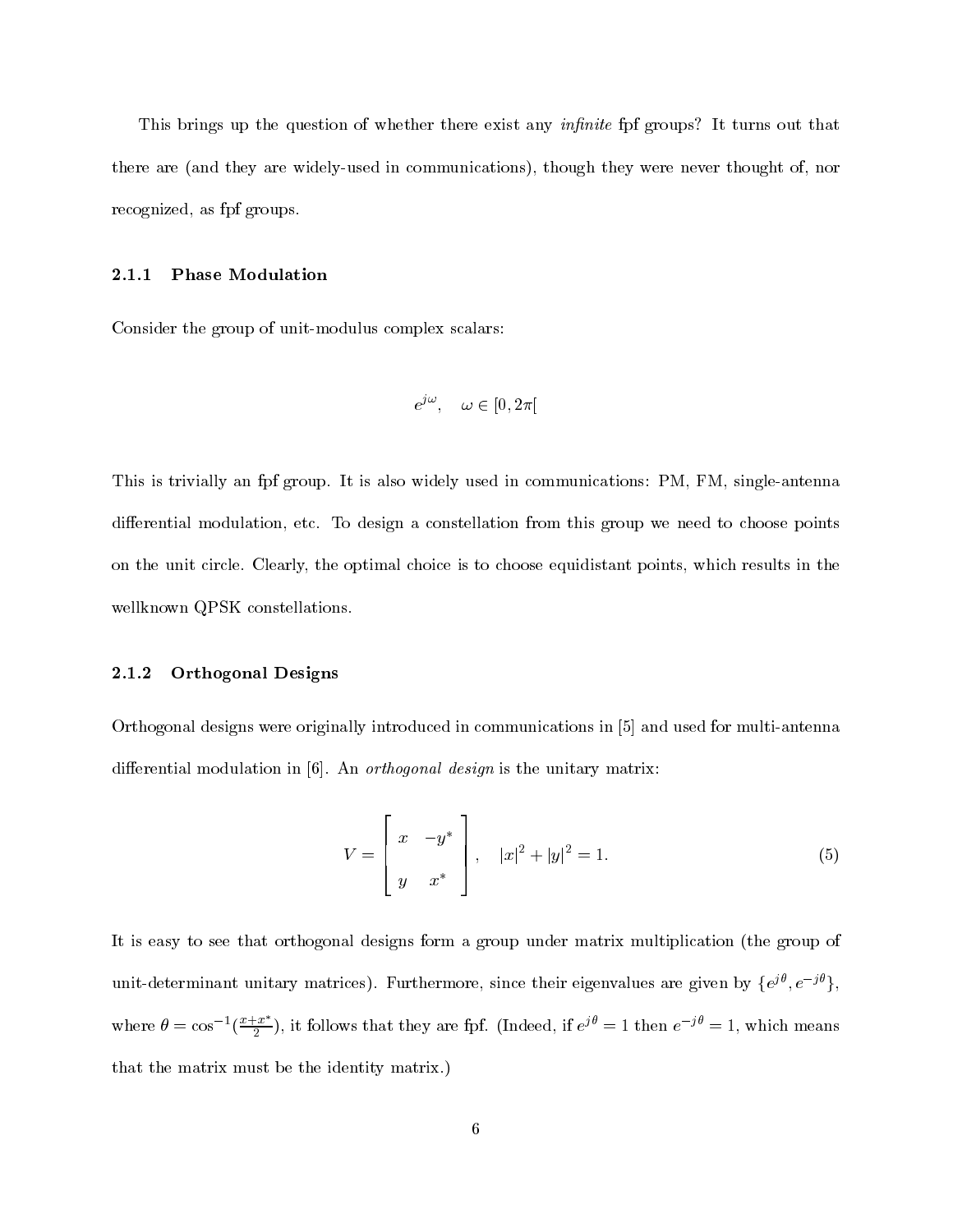This brings up the question of whether there exist any *infinite* fpf groups? It turns out that there are (and they are widely-used in communications), though they were never thought of, nor recognized, as fpf groups.

### 2.1.1 Phase Modulation

Consider the group of unit-modulus complex scalars:

$$e^{j\omega}, \quad \omega \in [0, 2\pi[$$

This is trivially an fpf group. It is also widely used in communications: PM, FM, single-antenna differential modulation, etc. To design a constellation from this group we need to choose points on the unit circle. Clearly, the optimal choice is to choose equidistant points, which results in the wellknown QPSK constellations.

### 2.1.2 Orthogonal Designs

Orthogonal designs were originally introduced in communications in [5] and used for multi-antenna differential modulation in [6]. An *orthogonal design* is the unitary matrix:

$$V = \begin{bmatrix} x & -y^* \\ y & x^* \end{bmatrix}, \quad |x|^2 + |y|^2 = 1. \tag{5}$$

It is easy to see that orthogonal designs form a group under matrix multiplication (the group of unit-determinant unitary matrices). Furthermore, since their eigenvalues are given by $\{e^{j\theta}, e^{-j\theta}\}$, where $\theta = \cos^{-1}(\frac{x+x^*}{2})$, it follows that they are fpf. (Indeed, if $e^{j\theta} = 1$ then $e^{-j\theta} = 1$, which means that the matrix must be the identity matrix.)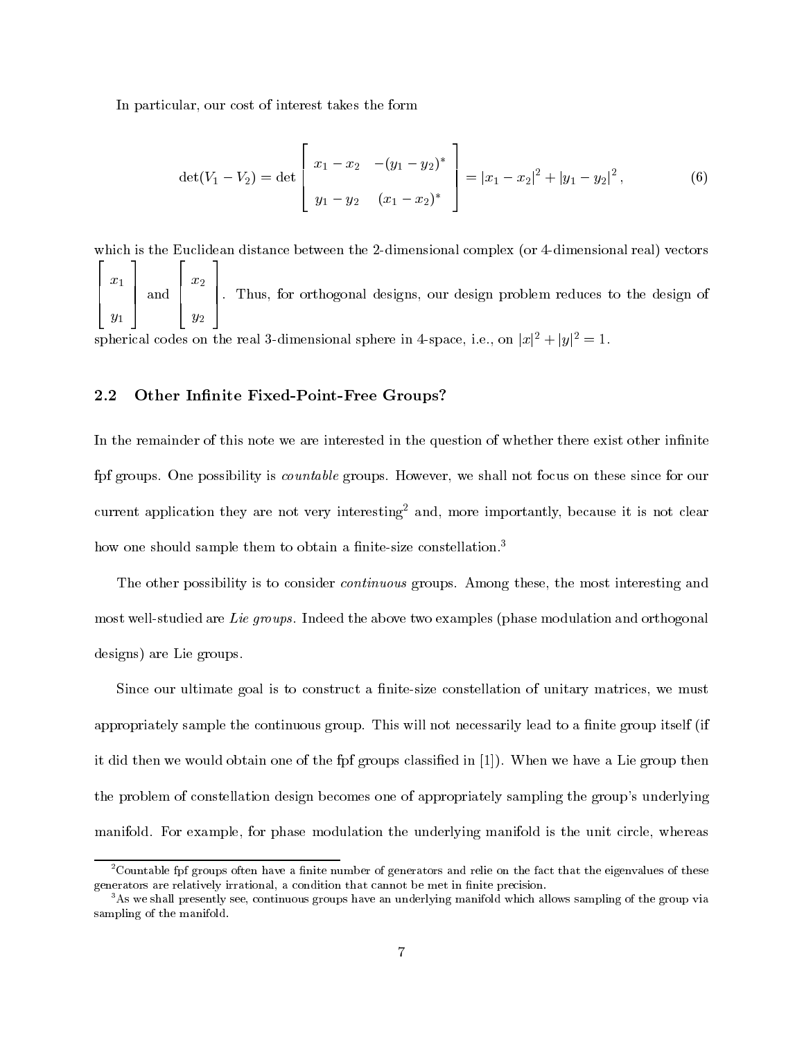In particular, our cost of interest takes the form

$$\det(V_1 - V_2) = \det \begin{bmatrix} x_1 - x_2 & -(y_1 - y_2)^* \\ y_1 - y_2 & (x_1 - x_2)^* \end{bmatrix} = |x_1 - x_2|^2 + |y_1 - y_2|^2, \tag{6}$$

which is the Euclidean distance between the 2-dimensional complex (or 4-dimensional real) vectors $\begin{bmatrix} x_1 \\ y_1 \end{bmatrix}$ and $\begin{bmatrix} x_2 \\ y_2 \end{bmatrix}$. Thus, for orthogonal designs, our design problem reduces to the design of spherical codes on the real 3-dimensional sphere in 4-space, i.e., on $|x|^2 + |y|^2 = 1$.

## 2.2 Other Infinite Fixed-Point-Free Groups?

In the remainder of this note we are interested in the question of whether there exist other infinite fpf groups. One possibility is *countable* groups. However, we shall not focus on these since for our current application they are not very interesting[2] and, more importantly, because it is not clear how one should sample them to obtain a finite-size constellation.[3]

The other possibility is to consider *continuous* groups. Among these, the most interesting and most well-studied are *Lie groups*. Indeed the above two examples (phase modulation and orthogonal designs) are Lie groups.

Since our ultimate goal is to construct a finite-size constellation of unitary matrices, we must appropriately sample the continuous group. This will not necessarily lead to a finite group itself (if it did then we would obtain one of the fpf groups classified in [1]). When we have a Lie group then the problem of constellation design becomes one of appropriately sampling the group's underlying manifold. For example, for phase modulation the underlying manifold is the unit circle, whereas

[2] Countable fpf groups often have a finite number of generators and relie on the fact that the eigenvalues of these generators are relatively irrational, a condition that cannot be met in finite precision.

[3] As we shall presently see, continuous groups have an underlying manifold which allows sampling of the group via sampling of the manifold.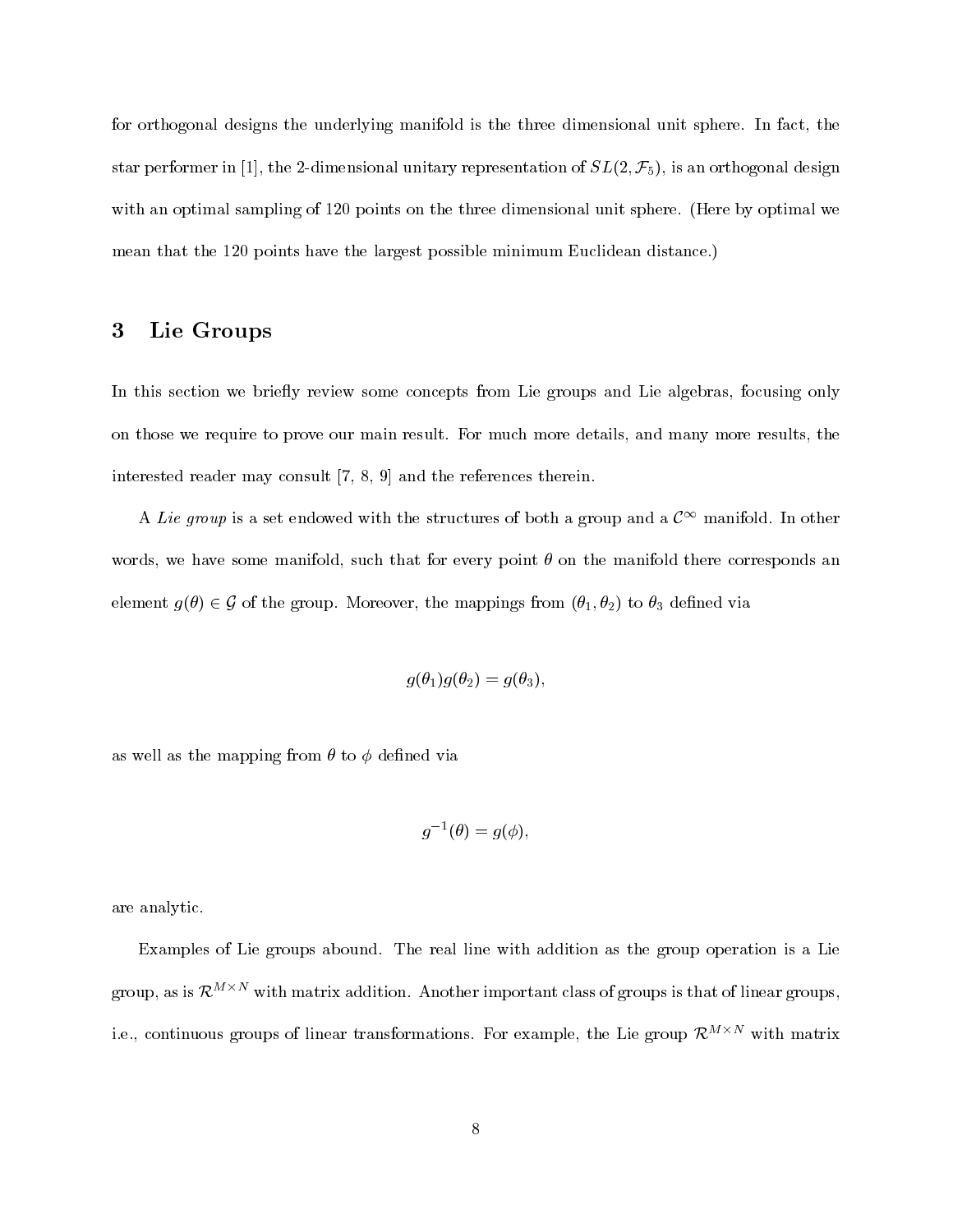for orthogonal designs the underlying manifold is the three dimensional unit sphere. In fact, the star performer in [1], the 2-dimensional unitary representation of $SL(2, \mathcal{F}_5)$, is an orthogonal design with an optimal sampling of 120 points on the three dimensional unit sphere. (Here by optimal we mean that the 120 points have the largest possible minimum Euclidean distance.)

## 3 Lie Groups

In this section we briefly review some concepts from Lie groups and Lie algebras, focusing only on those we require to prove our main result. For much more details, and many more results, the interested reader may consult [7, 8, 9] and the references therein.

A *Lie group* is a set endowed with the structures of both a group and a $\mathcal{C}^\infty$ manifold. In other words, we have some manifold, such that for every point $\theta$ on the manifold there corresponds an element $g(\theta) \in \mathcal{G}$ of the group. Moreover, the mappings from $(\theta_1, \theta_2)$ to $\theta_3$ defined via

$$g(\theta_1)g(\theta_2) = g(\theta_3),$$

as well as the mapping from $\theta$ to $\phi$ defined via

$$g^{-1}(\theta) = g(\phi),$$

are analytic.

Examples of Lie groups abound. The real line with addition as the group operation is a Lie group, as is $\mathcal{R}^{M\times N}$ with matrix addition. Another important class of groups is that of linear groups, i.e., continuous groups of linear transformations. For example, the Lie group $\mathcal{R}^{M\times N}$ with matrix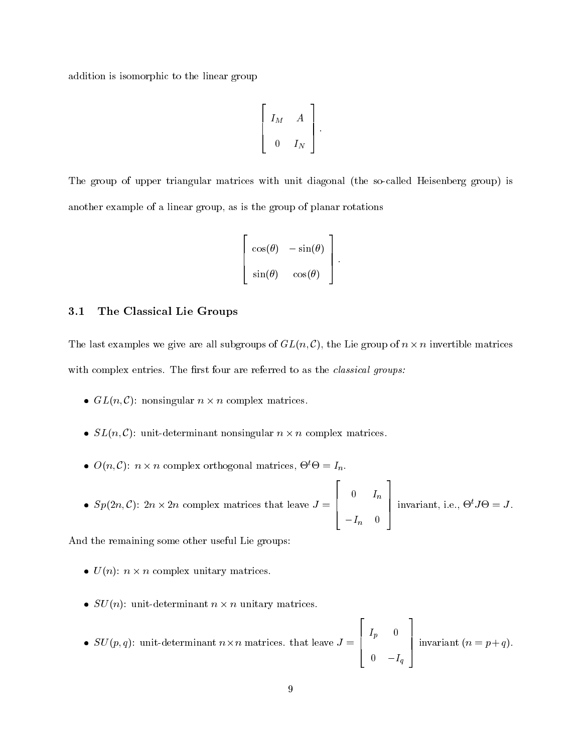addition is isomorphic to the linear group

$$\begin{bmatrix} I_M & A \\ 0 & I_N \end{bmatrix}.$$

The group of upper triangular matrices with unit diagonal (the so-called Heisenberg group) is another example of a linear group, as is the group of planar rotations

$$\begin{bmatrix} \cos(\theta) & -\sin(\theta) \\ \sin(\theta) & \cos(\theta) \end{bmatrix}.$$

### 3.1 The Classical Lie Groups

The last examples we give are all subgroups of $GL(n, \mathcal{C})$, the Lie group of $n \times n$ invertible matrices with complex entries. The first four are referred to as the *classical groups:*

- $GL(n, \mathcal{C})$: nonsingular $n \times n$ complex matrices.
- $SL(n, \mathcal{C})$: unit-determinant nonsingular $n \times n$ complex matrices.
- $O(n, \mathcal{C})$: $n \times n$ complex orthogonal matrices, $\Theta^t \Theta = I_n$.
- $Sp(2n, \mathcal{C})$: $2n \times 2n$ complex matrices that leave $J = \begin{bmatrix} 0 & I_n \\ -I_n & 0 \end{bmatrix}$ invariant, i.e., $\Theta^t J \Theta = J$.

And the remaining some other useful Lie groups:

- $U(n)$: $n \times n$ complex unitary matrices.
- $SU(n)$: unit-determinant $n \times n$ unitary matrices.
- $SU(p, q)$: unit-determinant $n \times n$ matrices. that leave $J = \begin{bmatrix} I_p & 0 \\ 0 & -I_q \end{bmatrix}$ invariant ($n = p + q$).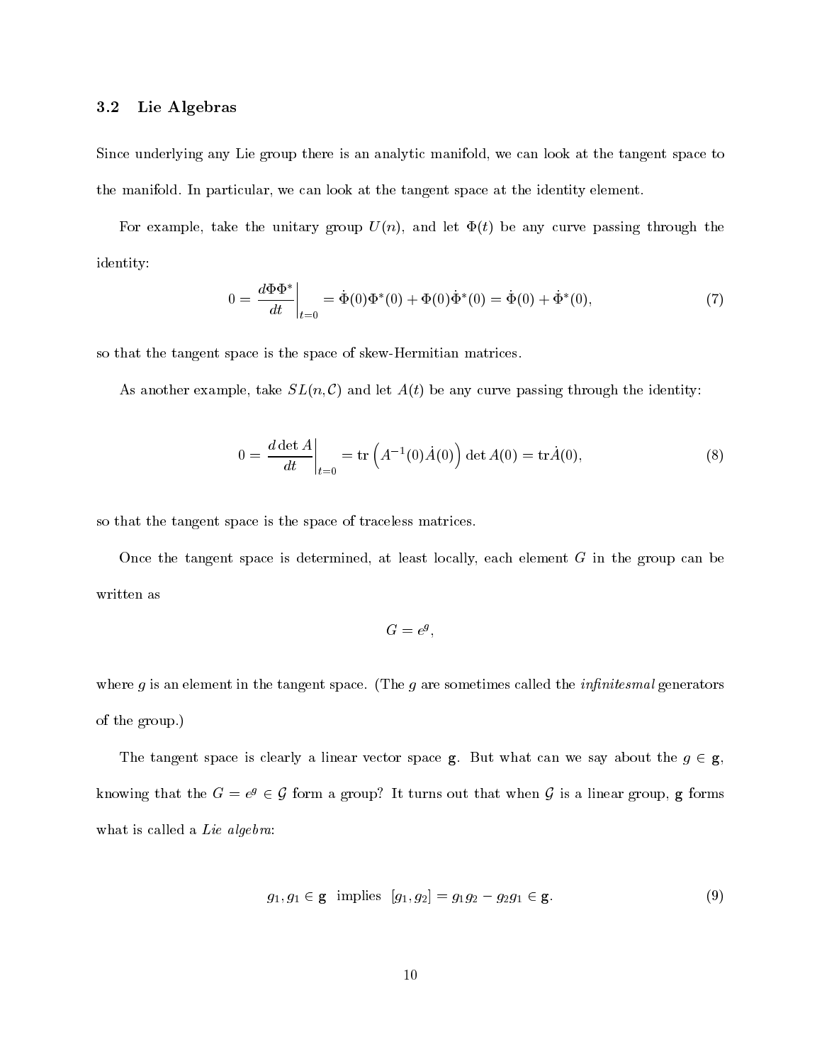### 3.2 Lie Algebras

Since underlying any Lie group there is an analytic manifold, we can look at the tangent space to the manifold. In particular, we can look at the tangent space at the identity element.

For example, take the unitary group $U(n)$, and let $\Phi(t)$ be any curve passing through the identity:

$$0 = \left.\frac{d\Phi\Phi^*}{dt}\right|_{t=0} = \dot{\Phi}(0)\Phi^*(0) + \Phi(0)\dot{\Phi}^*(0) = \dot{\Phi}(0) + \dot{\Phi}^*(0), \tag{7}$$

so that the tangent space is the space of skew-Hermitian matrices.

As another example, take $SL(n,\mathcal{C})$ and let $A(t)$ be any curve passing through the identity:

$$0 = \left.\frac{d \det A}{dt}\right|_{t=0} = \mathrm{tr}\left(A^{-1}(0)\dot{A}(0)\right) \det A(0) = \mathrm{tr}\dot{A}(0), \tag{8}$$

so that the tangent space is the space of traceless matrices.

Once the tangent space is determined, at least locally, each element $G$ in the group can be written as

$$G = e^g,$$

where $g$ is an element in the tangent space. (The $g$ are sometimes called the *infinitesmal* generators of the group.)

The tangent space is clearly a linear vector space $\mathbf{g}$. But what can we say about the $g \in \mathbf{g}$, knowing that the $G = e^g \in \mathcal{G}$ form a group? It turns out that when $\mathcal{G}$ is a linear group, $\mathbf{g}$ forms what is called a *Lie algebra*:

$$g_1, g_1 \in \mathbf{g} \;\text{ implies }\; [g_1, g_2] = g_1 g_2 - g_2 g_1 \in \mathbf{g}. \tag{9}$$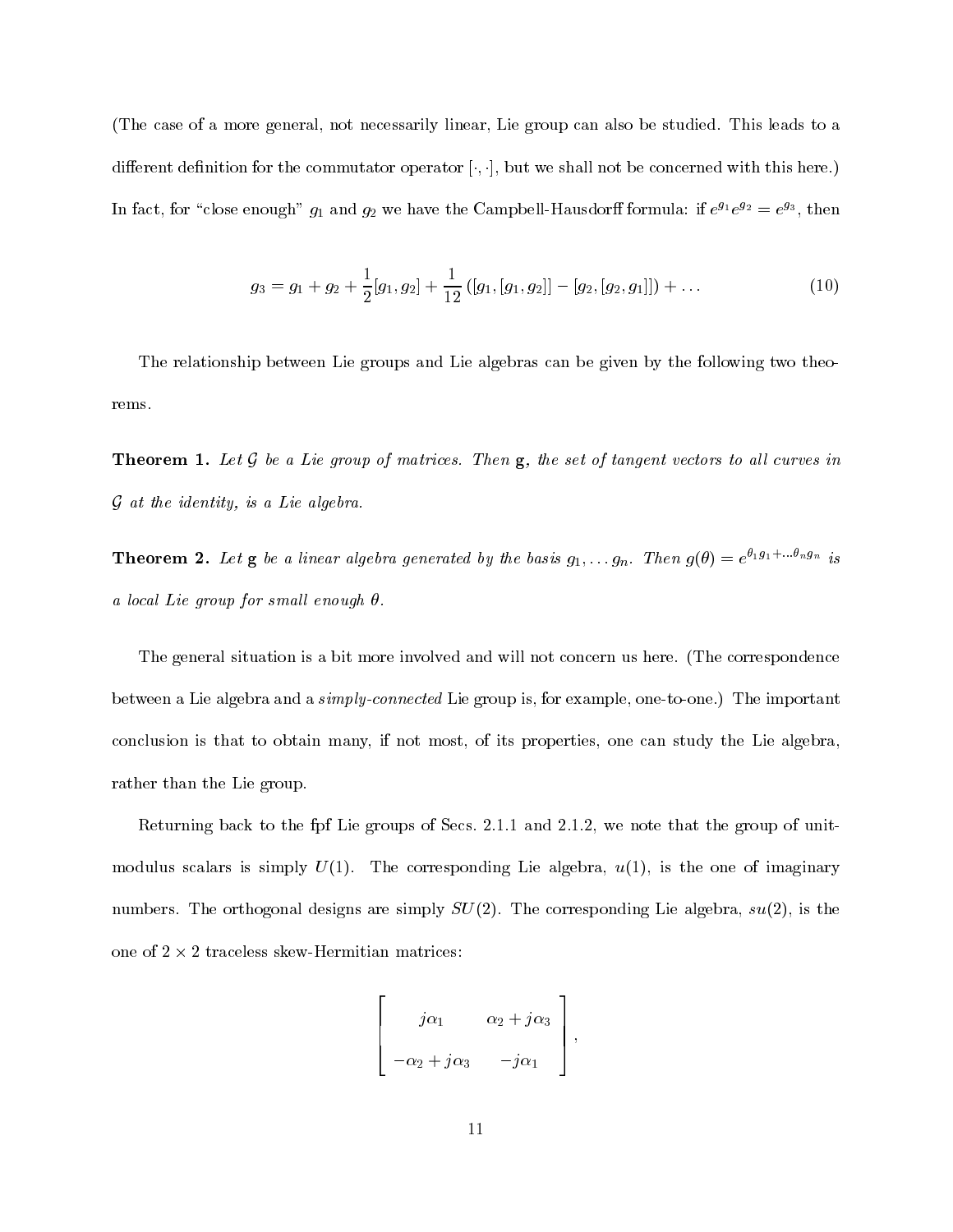(The case of a more general, not necessarily linear, Lie group can also be studied. This leads to a different definition for the commutator operator $[\cdot, \cdot]$, but we shall not be concerned with this here.) In fact, for "close enough" $g_1$ and $g_2$ we have the Campbell-Hausdorff formula: if $e^{g_1} e^{g_2} = e^{g_3}$, then

$$g_3 = g_1 + g_2 + \frac{1}{2}[g_1, g_2] + \frac{1}{12}\left([g_1, [g_1, g_2]] - [g_2, [g_2, g_1]]\right) + \ldots \tag{10}$$

The relationship between Lie groups and Lie algebras can be given by the following two theorems.

**Theorem 1.** *Let $\mathcal{G}$ be a Lie group of matrices. Then $\mathbf{g}$, the set of tangent vectors to all curves in $\mathcal{G}$ at the identity, is a Lie algebra.*

**Theorem 2.** *Let $\mathbf{g}$ be a linear algebra generated by the basis $g_1, \ldots g_n$. Then $g(\theta) = e^{\theta_1 g_1 + \ldots \theta_n g_n}$ is a local Lie group for small enough $\theta$.*

The general situation is a bit more involved and will not concern us here. (The correspondence between a Lie algebra and a *simply-connected* Lie group is, for example, one-to-one.) The important conclusion is that to obtain many, if not most, of its properties, one can study the Lie algebra, rather than the Lie group.

Returning back to the fpf Lie groups of Secs. 2.1.1 and 2.1.2, we note that the group of unit-modulus scalars is simply $U(1)$. The corresponding Lie algebra, $u(1)$, is the one of imaginary numbers. The orthogonal designs are simply $SU(2)$. The corresponding Lie algebra, $su(2)$, is the one of $2 \times 2$ traceless skew-Hermitian matrices:

$$\begin{bmatrix} j\alpha_1 & \alpha_2 + j\alpha_3 \\ -\alpha_2 + j\alpha_3 & -j\alpha_1 \end{bmatrix},$$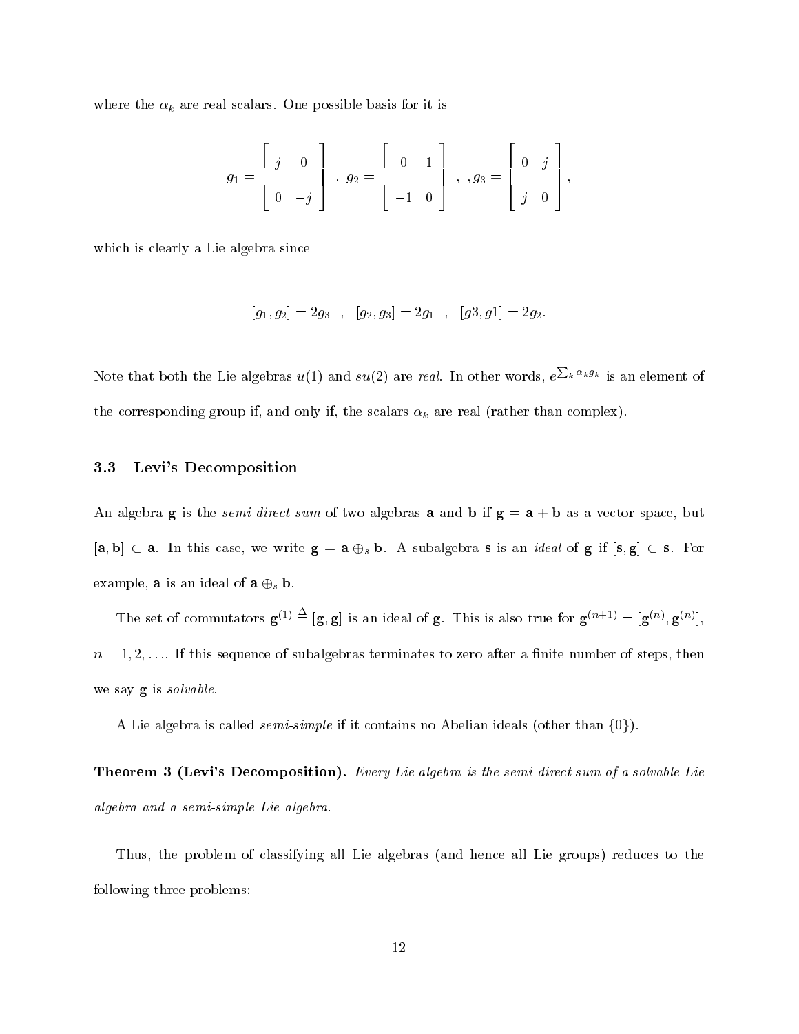where the $\alpha_k$ are real scalars. One possible basis for it is

$$g_1 = \begin{bmatrix} j & 0 \\ 0 & -j \end{bmatrix} \ , \ g_2 = \begin{bmatrix} 0 & 1 \\ -1 & 0 \end{bmatrix} \ , \ , g_3 = \begin{bmatrix} 0 & j \\ j & 0 \end{bmatrix},$$

which is clearly a Lie algebra since

$$[g_1, g_2] = 2g_3 \ , \ [g_2, g_3] = 2g_1 \ , \ [g3, g1] = 2g_2.$$

Note that both the Lie algebras $u(1)$ and $su(2)$ are *real*. In other words, $e^{\sum_k \alpha_k g_k}$ is an element of the corresponding group if, and only if, the scalars $\alpha_k$ are real (rather than complex).

### 3.3 Levi's Decomposition

An algebra $\mathbf{g}$ is the *semi-direct sum* of two algebras $\mathbf{a}$ and $\mathbf{b}$ if $\mathbf{g} = \mathbf{a} + \mathbf{b}$ as a vector space, but $[\mathbf{a}, \mathbf{b}] \subset \mathbf{a}$. In this case, we write $\mathbf{g} = \mathbf{a} \oplus_s \mathbf{b}$. A subalgebra $\mathbf{s}$ is an *ideal* of $\mathbf{g}$ if $[\mathbf{s}, \mathbf{g}] \subset \mathbf{s}$. For example, $\mathbf{a}$ is an ideal of $\mathbf{a} \oplus_s \mathbf{b}$.

The set of commutators $\mathbf{g}^{(1)} \triangleq [\mathbf{g}, \mathbf{g}]$ is an ideal of $\mathbf{g}$. This is also true for $\mathbf{g}^{(n+1)} = [\mathbf{g}^{(n)}, \mathbf{g}^{(n)}]$, $n = 1, 2, \ldots$. If this sequence of subalgebras terminates to zero after a finite number of steps, then we say $\mathbf{g}$ is *solvable*.

A Lie algebra is called *semi-simple* if it contains no Abelian ideals (other than $\{0\}$).

**Theorem 3 (Levi's Decomposition).** *Every Lie algebra is the semi-direct sum of a solvable Lie algebra and a semi-simple Lie algebra.*

Thus, the problem of classifying all Lie algebras (and hence all Lie groups) reduces to the following three problems: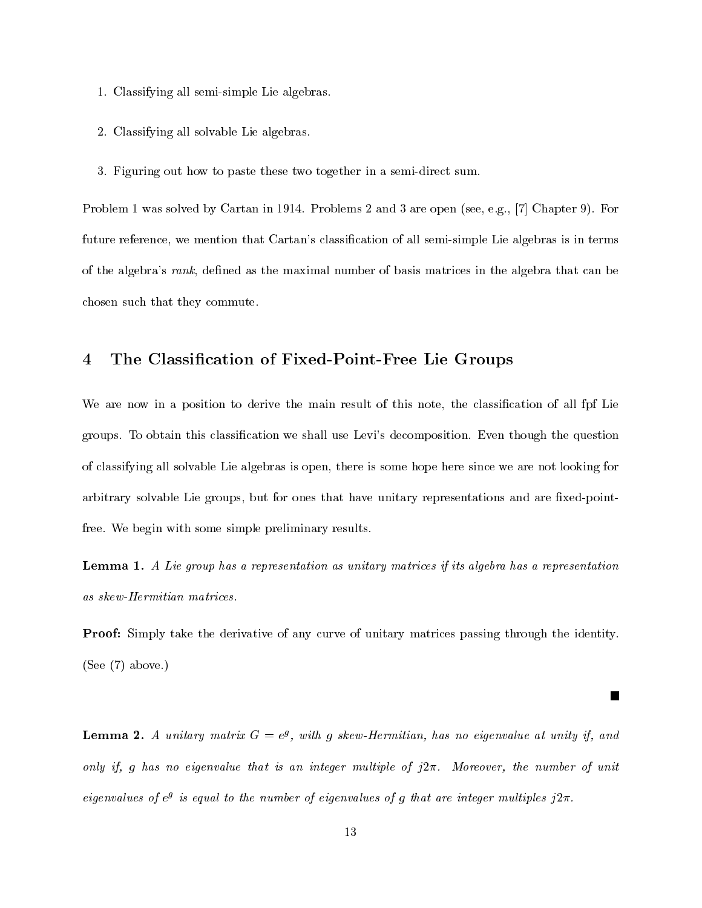1. Classifying all semi-simple Lie algebras.

2. Classifying all solvable Lie algebras.

3. Figuring out how to paste these two together in a semi-direct sum.

Problem 1 was solved by Cartan in 1914. Problems 2 and 3 are open (see, e.g., [7] Chapter 9). For future reference, we mention that Cartan's classification of all semi-simple Lie algebras is in terms of the algebra's *rank*, defined as the maximal number of basis matrices in the algebra that can be chosen such that they commute.

## 4 The Classification of Fixed-Point-Free Lie Groups

We are now in a position to derive the main result of this note, the classification of all fpf Lie groups. To obtain this classification we shall use Levi's decomposition. Even though the question of classifying all solvable Lie algebras is open, there is some hope here since we are not looking for arbitrary solvable Lie groups, but for ones that have unitary representations and are fixed-point-free. We begin with some simple preliminary results.

**Lemma 1.** *A Lie group has a representation as unitary matrices if its algebra has a representation as skew-Hermitian matrices.*

**Proof:** Simply take the derivative of any curve of unitary matrices passing through the identity. (See (7) above.)

∎

**Lemma 2.** *A unitary matrix $G = e^g$, with $g$ skew-Hermitian, has no eigenvalue at unity if, and only if, $g$ has no eigenvalue that is an integer multiple of $j2\pi$. Moreover, the number of unit eigenvalues of $e^g$ is equal to the number of eigenvalues of $g$ that are integer multiples $j2\pi$.*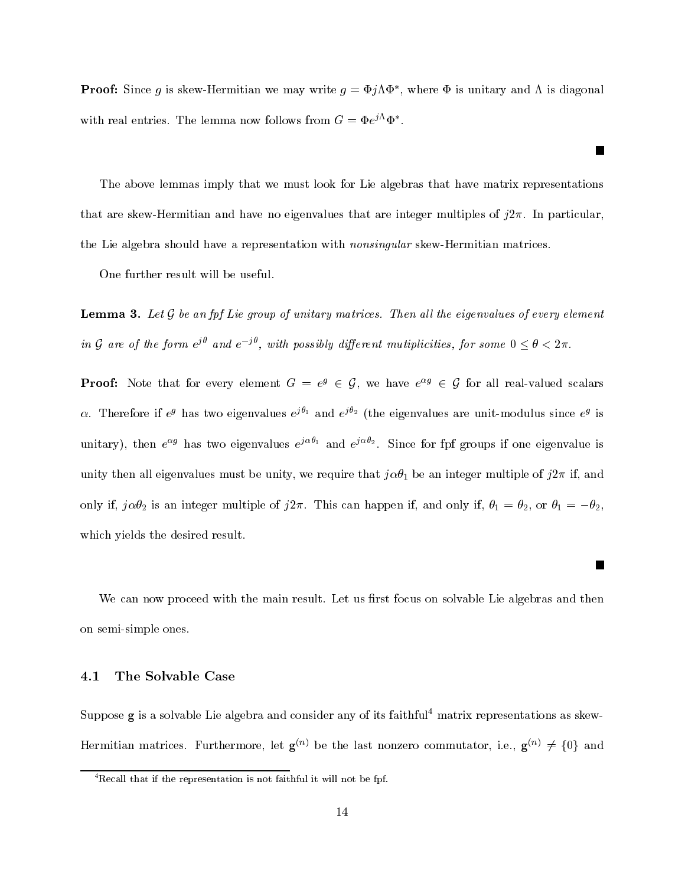**Proof:** Since $g$ is skew-Hermitian we may write $g = \Phi j \Lambda \Phi^*$, where $\Phi$ is unitary and $\Lambda$ is diagonal with real entries. The lemma now follows from $G = \Phi e^{j\Lambda} \Phi^*$.

■

The above lemmas imply that we must look for Lie algebras that have matrix representations that are skew-Hermitian and have no eigenvalues that are integer multiples of $j2\pi$. In particular, the Lie algebra should have a representation with *nonsingular* skew-Hermitian matrices.

One further result will be useful.

**Lemma 3.** *Let $\mathcal{G}$ be an fpf Lie group of unitary matrices. Then all the eigenvalues of every element in $\mathcal{G}$ are of the form $e^{j\theta}$ and $e^{-j\theta}$, with possibly different mutiplicities, for some $0 \leq \theta < 2\pi$.*

**Proof:** Note that for every element $G = e^g \in \mathcal{G}$, we have $e^{\alpha g} \in \mathcal{G}$ for all real-valued scalars $\alpha$. Therefore if $e^g$ has two eigenvalues $e^{j\theta_1}$ and $e^{j\theta_2}$ (the eigenvalues are unit-modulus since $e^g$ is unitary), then $e^{\alpha g}$ has two eigenvalues $e^{j\alpha\theta_1}$ and $e^{j\alpha\theta_2}$. Since for fpf groups if one eigenvalue is unity then all eigenvalues must be unity, we require that $j\alpha\theta_1$ be an integer multiple of $j2\pi$ if, and only if, $j\alpha\theta_2$ is an integer multiple of $j2\pi$. This can happen if, and only if, $\theta_1 = \theta_2$, or $\theta_1 = -\theta_2$, which yields the desired result.

■

We can now proceed with the main result. Let us first focus on solvable Lie algebras and then on semi-simple ones.

### 4.1 The Solvable Case

Suppose $\mathbf{g}$ is a solvable Lie algebra and consider any of its faithful[4] matrix representations as skew-Hermitian matrices. Furthermore, let $\mathbf{g}^{(n)}$ be the last nonzero commutator, i.e., $\mathbf{g}^{(n)} \neq \{0\}$ and

[4] Recall that if the representation is not faithful it will not be fpf.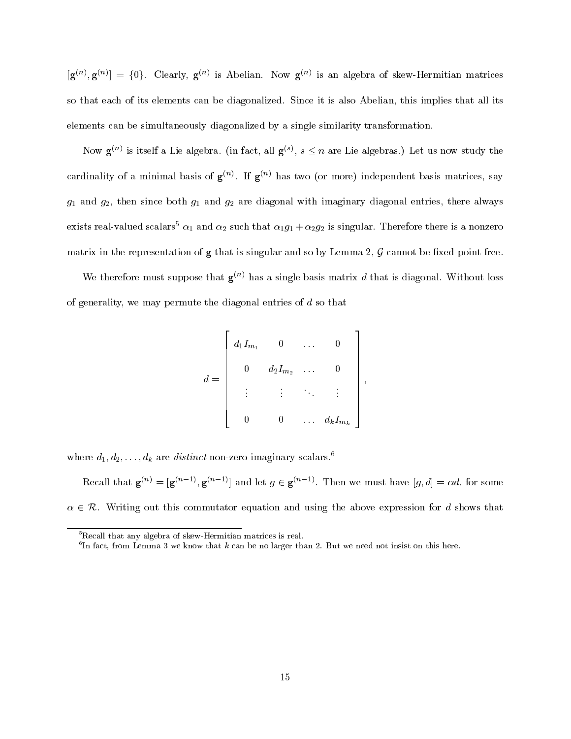$[\mathbf{g}^{(n)}, \mathbf{g}^{(n)}] = \{0\}$. Clearly, $\mathbf{g}^{(n)}$ is Abelian. Now $\mathbf{g}^{(n)}$ is an algebra of skew-Hermitian matrices so that each of its elements can be diagonalized. Since it is also Abelian, this implies that all its elements can be simultaneously diagonalized by a single similarity transformation.

Now $\mathbf{g}^{(n)}$ is itself a Lie algebra. (in fact, all $\mathbf{g}^{(s)}$, $s \leq n$ are Lie algebras.) Let us now study the cardinality of a minimal basis of $\mathbf{g}^{(n)}$. If $\mathbf{g}^{(n)}$ has two (or more) independent basis matrices, say $g_1$ and $g_2$, then since both $g_1$ and $g_2$ are diagonal with imaginary diagonal entries, there always exists real-valued scalars[5] $\alpha_1$ and $\alpha_2$ such that $\alpha_1 g_1 + \alpha_2 g_2$ is singular. Therefore there is a nonzero matrix in the representation of $\mathbf{g}$ that is singular and so by Lemma 2, $\mathcal{G}$ cannot be fixed-point-free.

We therefore must suppose that $\mathbf{g}^{(n)}$ has a single basis matrix $d$ that is diagonal. Without loss of generality, we may permute the diagonal entries of $d$ so that

$$d = \begin{bmatrix} d_1 I_{m_1} & 0 & \dots & 0 \\ 0 & d_2 I_{m_2} & \dots & 0 \\ \vdots & \vdots & \ddots & \vdots \\ 0 & 0 & \dots & d_k I_{m_k} \end{bmatrix},$$

where $d_1, d_2, \dots, d_k$ are *distinct* non-zero imaginary scalars.[6]

Recall that $\mathbf{g}^{(n)} = [\mathbf{g}^{(n-1)}, \mathbf{g}^{(n-1)}]$ and let $g \in \mathbf{g}^{(n-1)}$. Then we must have $[g, d] = \alpha d$, for some $\alpha \in \mathcal{R}$. Writing out this commutator equation and using the above expression for $d$ shows that

[5] Recall that any algebra of skew-Hermitian matrices is real.

[6] In fact, from Lemma 3 we know that $k$ can be no larger than 2. But we need not insist on this here.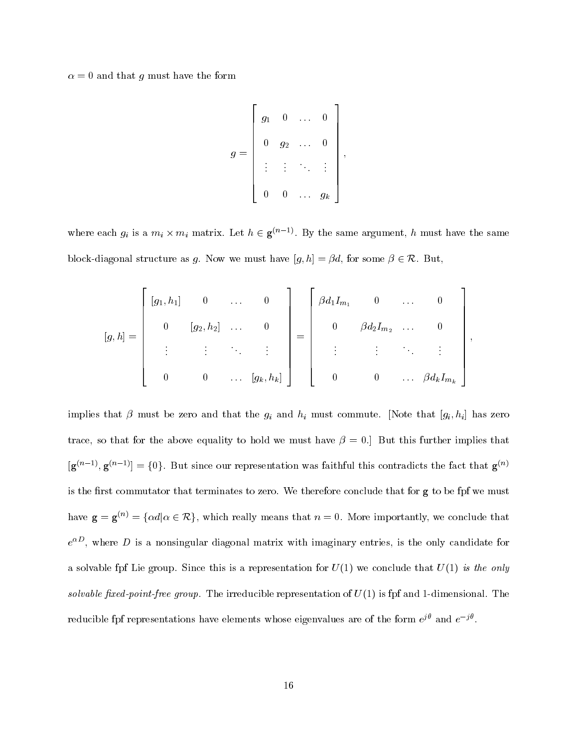$\alpha = 0$ and that $g$ must have the form

$$g = \begin{bmatrix} g_1 & 0 & \dots & 0 \\ 0 & g_2 & \dots & 0 \\ \vdots & \vdots & \ddots & \vdots \\ 0 & 0 & \dots & g_k \end{bmatrix},$$

where each $g_i$ is a $m_i \times m_i$ matrix. Let $h \in \mathbf{g}^{(n-1)}$. By the same argument, $h$ must have the same block-diagonal structure as $g$. Now we must have $[g, h] = \beta d$, for some $\beta \in \mathcal{R}$. But,

$$[g,h] = \begin{bmatrix} [g_1,h_1] & 0 & \dots & 0 \\ 0 & [g_2,h_2] & \dots & 0 \\ \vdots & \vdots & \ddots & \vdots \\ 0 & 0 & \dots & [g_k,h_k] \end{bmatrix} = \begin{bmatrix} \beta d_1 I_{m_1} & 0 & \dots & 0 \\ 0 & \beta d_2 I_{m_2} & \dots & 0 \\ \vdots & \vdots & \ddots & \vdots \\ 0 & 0 & \dots & \beta d_k I_{m_k} \end{bmatrix},$$

implies that $\beta$ must be zero and that the $g_i$ and $h_i$ must commute. [Note that $[g_i, h_i]$ has zero trace, so that for the above equality to hold we must have $\beta = 0$.] But this further implies that $[\mathbf{g}^{(n-1)}, \mathbf{g}^{(n-1)}] = \{0\}$. But since our representation was faithful this contradicts the fact that $\mathbf{g}^{(n)}$ is the first commutator that terminates to zero. We therefore conclude that for $\mathbf{g}$ to be fpf we must have $\mathbf{g} = \mathbf{g}^{(n)} = \{\alpha d | \alpha \in \mathcal{R}\}$, which really means that $n = 0$. More importantly, we conclude that $e^{\alpha D}$, where $D$ is a nonsingular diagonal matrix with imaginary entries, is the only candidate for a solvable fpf Lie group. Since this is a representation for $U(1)$ we conclude that $U(1)$ *is the only solvable fixed-point-free group.* The irreducible representation of $U(1)$ is fpf and 1-dimensional. The reducible fpf representations have elements whose eigenvalues are of the form $e^{j\theta}$ and $e^{-j\theta}$.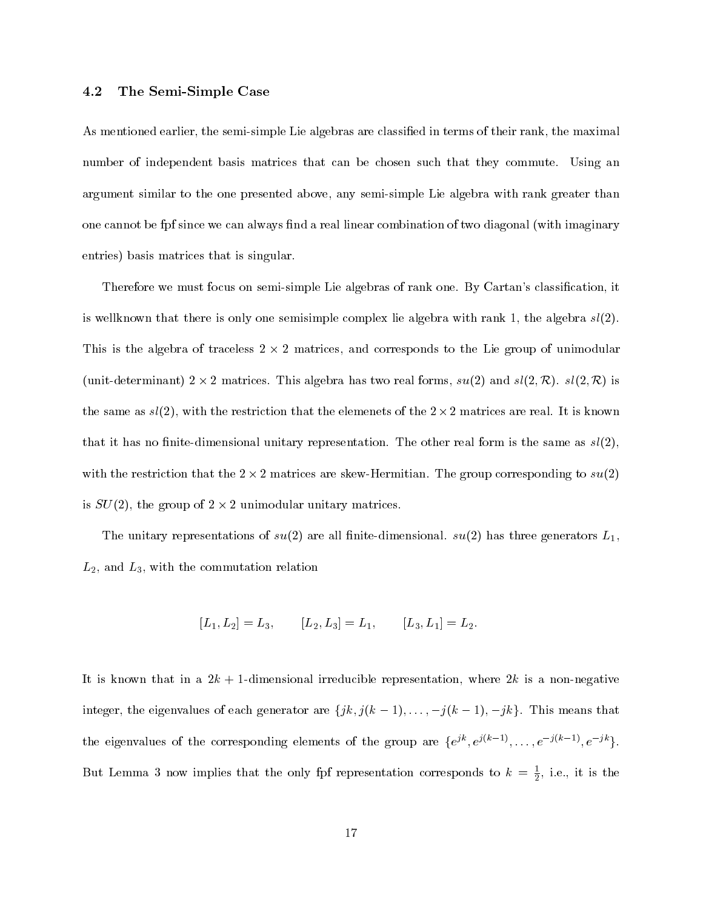### 4.2 The Semi-Simple Case

As mentioned earlier, the semi-simple Lie algebras are classified in terms of their rank, the maximal number of independent basis matrices that can be chosen such that they commute. Using an argument similar to the one presented above, any semi-simple Lie algebra with rank greater than one cannot be fpf since we can always find a real linear combination of two diagonal (with imaginary entries) basis matrices that is singular.

Therefore we must focus on semi-simple Lie algebras of rank one. By Cartan's classification, it is wellknown that there is only one semisimple complex lie algebra with rank 1, the algebra $sl(2)$. This is the algebra of traceless $2 \times 2$ matrices, and corresponds to the Lie group of unimodular (unit-determinant) $2 \times 2$ matrices. This algebra has two real forms, $su(2)$ and $sl(2, \mathcal{R})$. $sl(2, \mathcal{R})$ is the same as $sl(2)$, with the restriction that the elemenets of the $2 \times 2$ matrices are real. It is known that it has no finite-dimensional unitary representation. The other real form is the same as $sl(2)$, with the restriction that the $2 \times 2$ matrices are skew-Hermitian. The group corresponding to $su(2)$ is $SU(2)$, the group of $2 \times 2$ unimodular unitary matrices.

The unitary representations of $su(2)$ are all finite-dimensional. $su(2)$ has three generators $L_1$, $L_2$, and $L_3$, with the commutation relation

$$[L_1, L_2] = L_3, \qquad [L_2, L_3] = L_1, \qquad [L_3, L_1] = L_2.$$

It is known that in a $2k+1$-dimensional irreducible representation, where $2k$ is a non-negative integer, the eigenvalues of each generator are $\{jk, j(k-1), \ldots, -j(k-1), -jk\}$. This means that the eigenvalues of the corresponding elements of the group are $\{e^{jk}, e^{j(k-1)}, \ldots, e^{-j(k-1)}, e^{-jk}\}$. But Lemma 3 now implies that the only fpf representation corresponds to $k = \frac{1}{2}$, i.e., it is the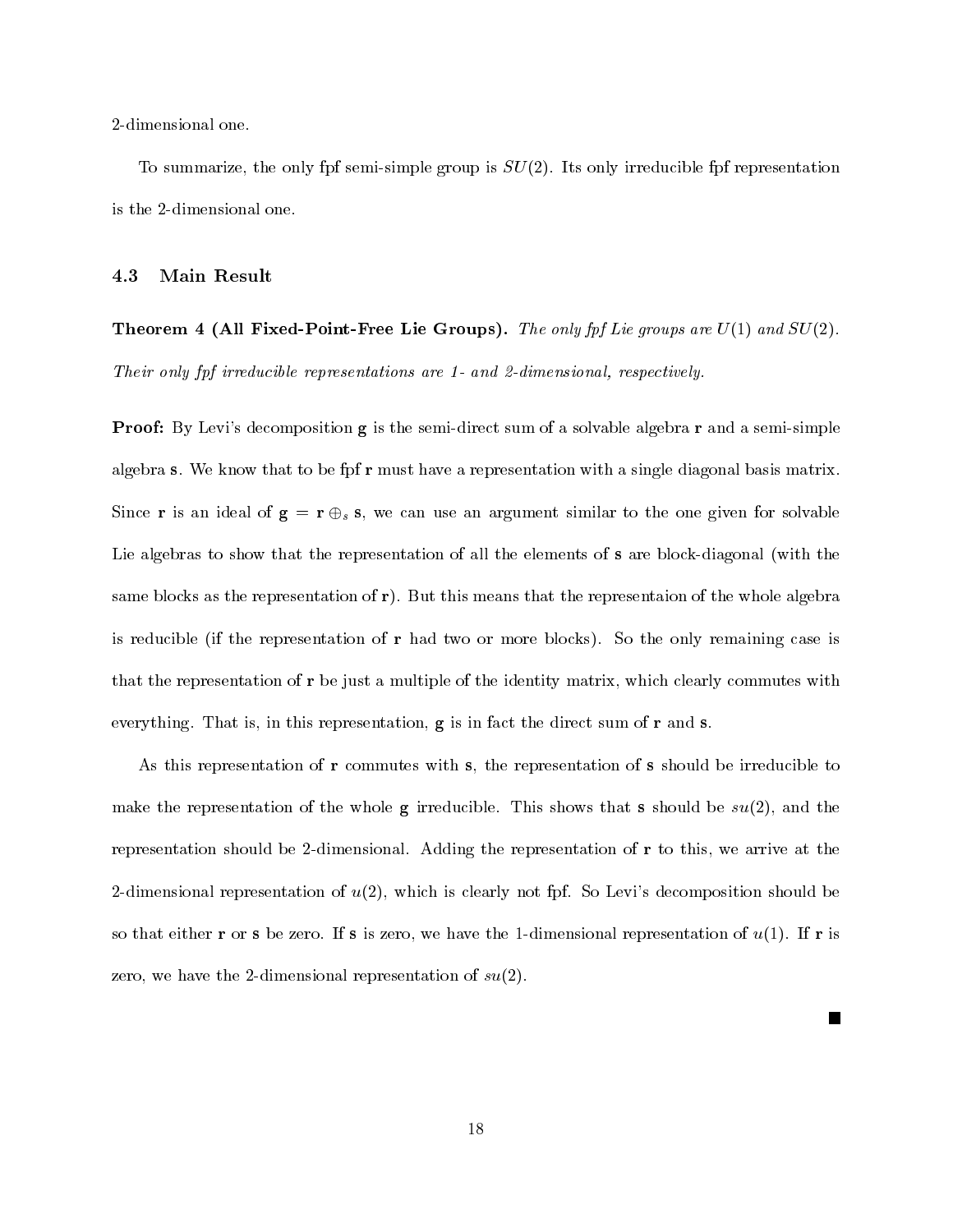2-dimensional one.

To summarize, the only fpf semi-simple group is $SU(2)$. Its only irreducible fpf representation is the 2-dimensional one.

### 4.3 Main Result

**Theorem 4 (All Fixed-Point-Free Lie Groups).** *The only fpf Lie groups are* $U(1)$ *and* $SU(2)$. *Their only fpf irreducible representations are 1- and 2-dimensional, respectively.*

**Proof:** By Levi's decomposition $\mathbf{g}$ is the semi-direct sum of a solvable algebra $\mathbf{r}$ and a semi-simple algebra $\mathbf{s}$. We know that to be fpf $\mathbf{r}$ must have a representation with a single diagonal basis matrix. Since $\mathbf{r}$ is an ideal of $\mathbf{g} = \mathbf{r} \oplus_s \mathbf{s}$, we can use an argument similar to the one given for solvable Lie algebras to show that the representation of all the elements of $\mathbf{s}$ are block-diagonal (with the same blocks as the representation of $\mathbf{r}$). But this means that the representaion of the whole algebra is reducible (if the representation of $\mathbf{r}$ had two or more blocks). So the only remaining case is that the representation of $\mathbf{r}$ be just a multiple of the identity matrix, which clearly commutes with everything. That is, in this representation, $\mathbf{g}$ is in fact the direct sum of $\mathbf{r}$ and $\mathbf{s}$.

As this representation of $\mathbf{r}$ commutes with $\mathbf{s}$, the representation of $\mathbf{s}$ should be irreducible to make the representation of the whole $\mathbf{g}$ irreducible. This shows that $\mathbf{s}$ should be $su(2)$, and the representation should be 2-dimensional. Adding the representation of $\mathbf{r}$ to this, we arrive at the 2-dimensional representation of $u(2)$, which is clearly not fpf. So Levi's decomposition should be so that either $\mathbf{r}$ or $\mathbf{s}$ be zero. If $\mathbf{s}$ is zero, we have the 1-dimensional representation of $u(1)$. If $\mathbf{r}$ is zero, we have the 2-dimensional representation of $su(2)$.

■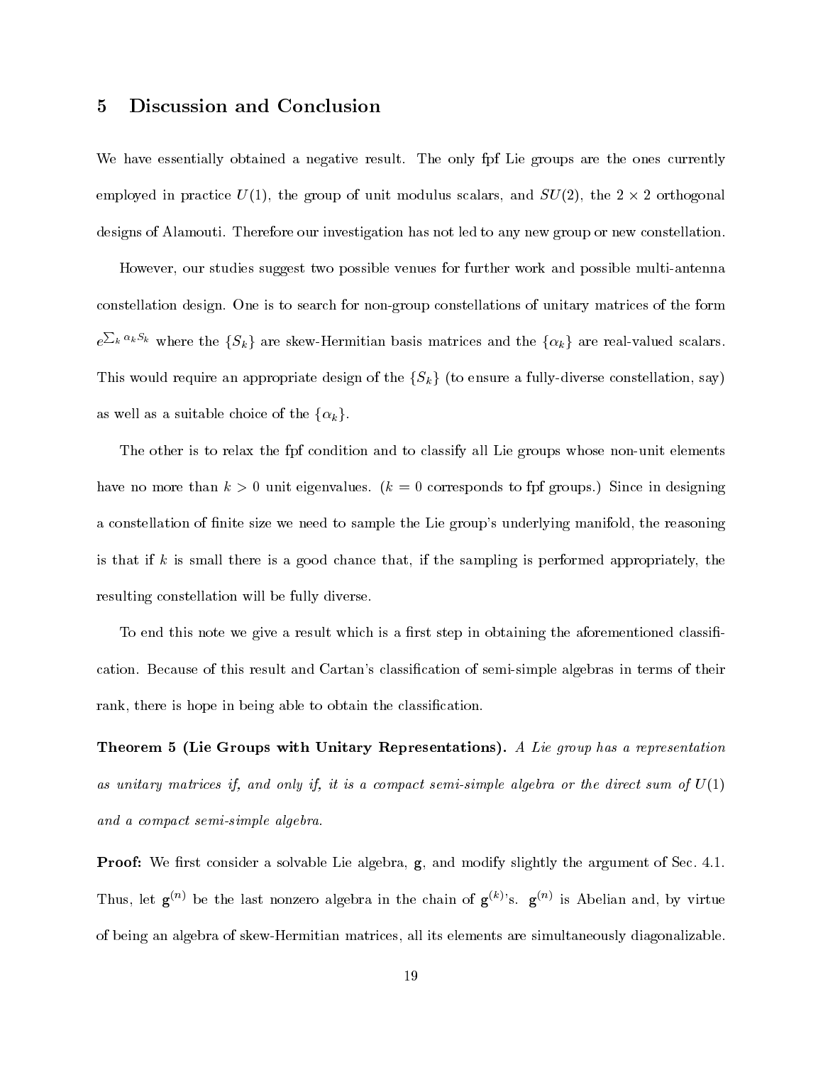## 5 Discussion and Conclusion

We have essentially obtained a negative result. The only fpf Lie groups are the ones currently employed in practice $U(1)$, the group of unit modulus scalars, and $SU(2)$, the $2 \times 2$ orthogonal designs of Alamouti. Therefore our investigation has not led to any new group or new constellation.

However, our studies suggest two possible venues for further work and possible multi-antenna constellation design. One is to search for non-group constellations of unitary matrices of the form $e^{\sum_k \alpha_k S_k}$ where the $\{S_k\}$ are skew-Hermitian basis matrices and the $\{\alpha_k\}$ are real-valued scalars. This would require an appropriate design of the $\{S_k\}$ (to ensure a fully-diverse constellation, say) as well as a suitable choice of the $\{\alpha_k\}$.

The other is to relax the fpf condition and to classify all Lie groups whose non-unit elements have no more than $k > 0$ unit eigenvalues. ($k = 0$ corresponds to fpf groups.) Since in designing a constellation of finite size we need to sample the Lie group's underlying manifold, the reasoning is that if $k$ is small there is a good chance that, if the sampling is performed appropriately, the resulting constellation will be fully diverse.

To end this note we give a result which is a first step in obtaining the aforementioned classification. Because of this result and Cartan's classification of semi-simple algebras in terms of their rank, there is hope in being able to obtain the classification.

**Theorem 5 (Lie Groups with Unitary Representations).** *A Lie group has a representation as unitary matrices if, and only if, it is a compact semi-simple algebra or the direct sum of $U(1)$ and a compact semi-simple algebra.*

**Proof:** We first consider a solvable Lie algebra, $\mathbf{g}$, and modify slightly the argument of Sec. 4.1. Thus, let $\mathbf{g}^{(n)}$ be the last nonzero algebra in the chain of $\mathbf{g}^{(k)}$'s. $\mathbf{g}^{(n)}$ is Abelian and, by virtue of being an algebra of skew-Hermitian matrices, all its elements are simultaneously diagonalizable.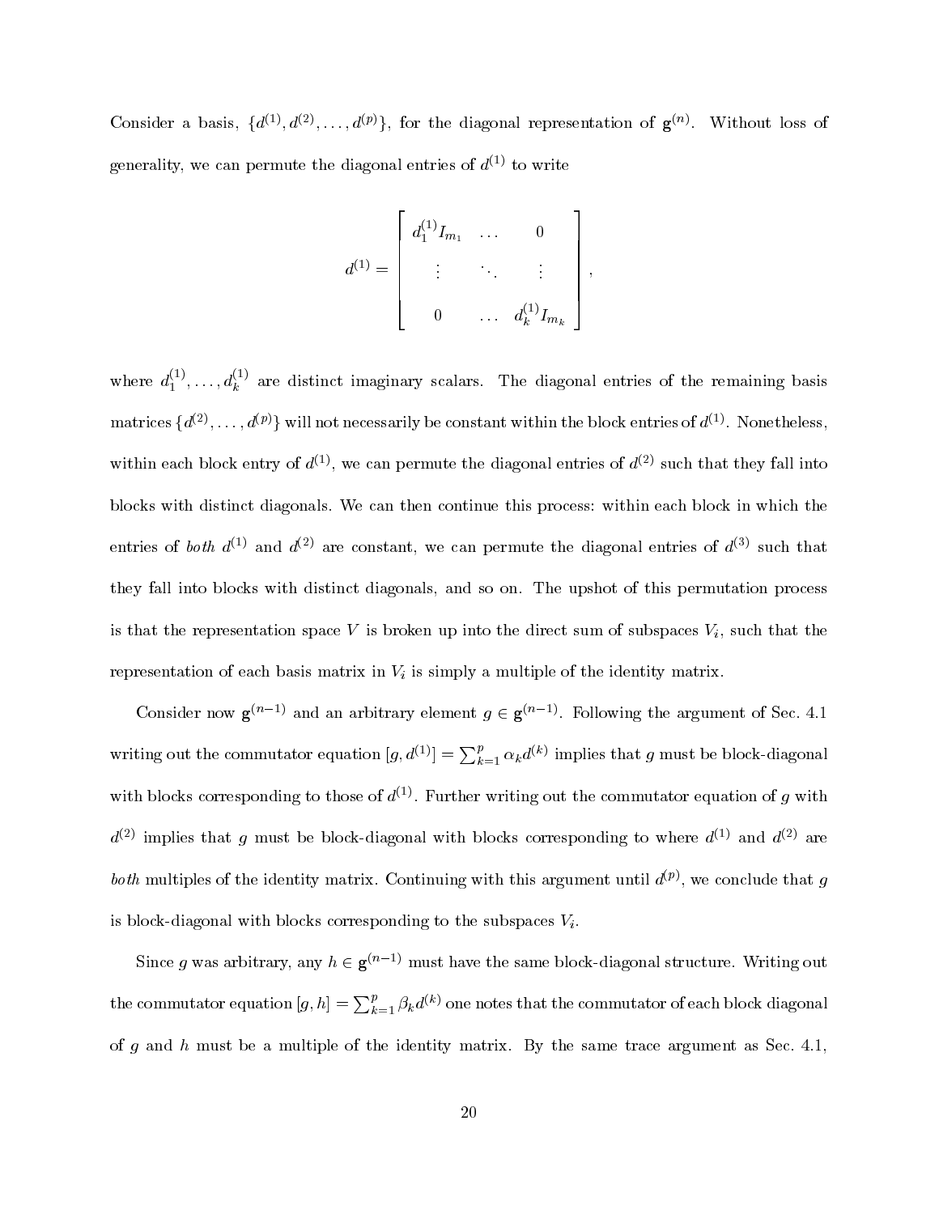Consider a basis, $\{d^{(1)}, d^{(2)}, \ldots, d^{(p)}\}$, for the diagonal representation of $\mathbf{g}^{(n)}$. Without loss of generality, we can permute the diagonal entries of $d^{(1)}$ to write

$$
d^{(1)} = \begin{bmatrix} d_1^{(1)} I_{m_1} & \ldots & 0 \\ \vdots & \ddots & \vdots \\ 0 & \ldots & d_k^{(1)} I_{m_k} \end{bmatrix},
$$

where $d_1^{(1)}, \ldots, d_k^{(1)}$ are distinct imaginary scalars. The diagonal entries of the remaining basis matrices $\{d^{(2)}, \ldots, d^{(p)}\}$ will not necessarily be constant within the block entries of $d^{(1)}$. Nonetheless, within each block entry of $d^{(1)}$, we can permute the diagonal entries of $d^{(2)}$ such that they fall into blocks with distinct diagonals. We can then continue this process: within each block in which the entries of *both* $d^{(1)}$ and $d^{(2)}$ are constant, we can permute the diagonal entries of $d^{(3)}$ such that they fall into blocks with distinct diagonals, and so on. The upshot of this permutation process is that the representation space $V$ is broken up into the direct sum of subspaces $V_i$, such that the representation of each basis matrix in $V_i$ is simply a multiple of the identity matrix.

Consider now $\mathbf{g}^{(n-1)}$ and an arbitrary element $g \in \mathbf{g}^{(n-1)}$. Following the argument of Sec. 4.1 writing out the commutator equation $[g, d^{(1)}] = \sum_{k=1}^{p} \alpha_k d^{(k)}$ implies that $g$ must be block-diagonal with blocks corresponding to those of $d^{(1)}$. Further writing out the commutator equation of $g$ with $d^{(2)}$ implies that $g$ must be block-diagonal with blocks corresponding to where $d^{(1)}$ and $d^{(2)}$ are *both* multiples of the identity matrix. Continuing with this argument until $d^{(p)}$, we conclude that $g$ is block-diagonal with blocks corresponding to the subspaces $V_i$.

Since $g$ was arbitrary, any $h \in \mathbf{g}^{(n-1)}$ must have the same block-diagonal structure. Writing out the commutator equation $[g, h] = \sum_{k=1}^{p} \beta_k d^{(k)}$ one notes that the commutator of each block diagonal of $g$ and $h$ must be a multiple of the identity matrix. By the same trace argument as Sec. 4.1,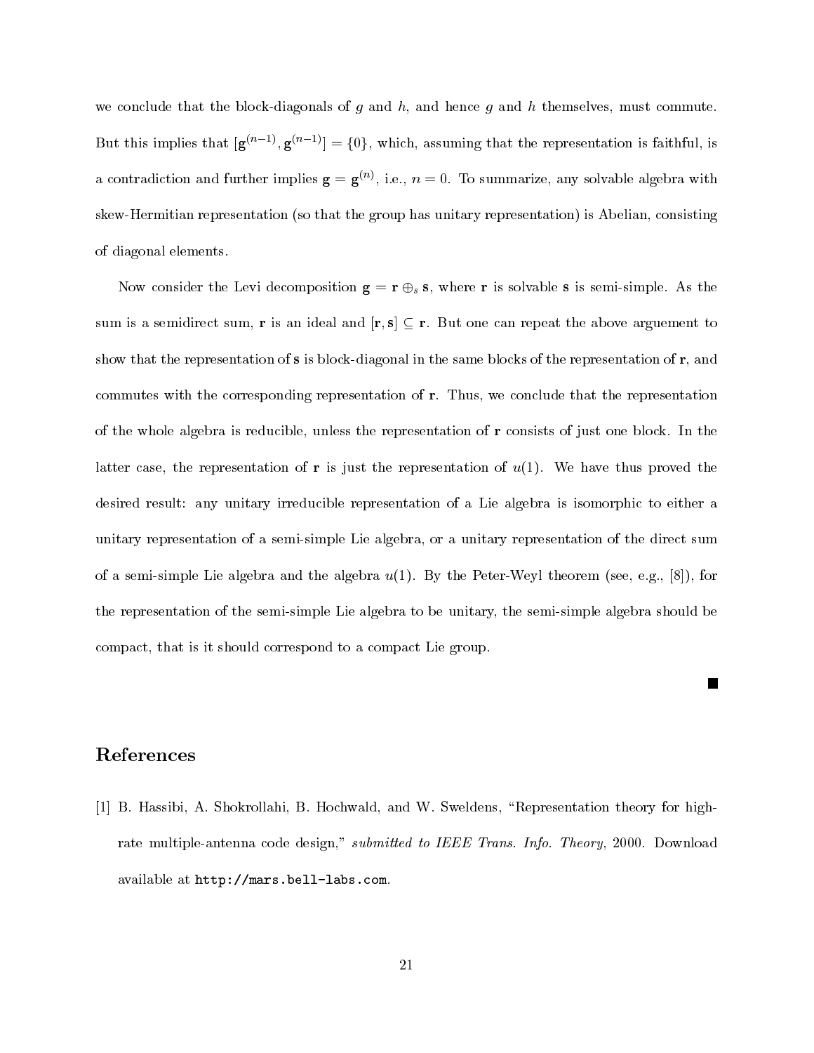we conclude that the block-diagonals of $g$ and $h$, and hence $g$ and $h$ themselves, must commute. But this implies that $[\mathbf{g}^{(n-1)}, \mathbf{g}^{(n-1)}] = \{0\}$, which, assuming that the representation is faithful, is a contradiction and further implies $\mathbf{g} = \mathbf{g}^{(n)}$, i.e., $n = 0$. To summarize, any solvable algebra with skew-Hermitian representation (so that the group has unitary representation) is Abelian, consisting of diagonal elements.

Now consider the Levi decomposition $\mathbf{g} = \mathbf{r} \oplus_s \mathbf{s}$, where $\mathbf{r}$ is solvable $\mathbf{s}$ is semi-simple. As the sum is a semidirect sum, $\mathbf{r}$ is an ideal and $[\mathbf{r}, \mathbf{s}] \subseteq \mathbf{r}$. But one can repeat the above arguement to show that the representation of $\mathbf{s}$ is block-diagonal in the same blocks of the representation of $\mathbf{r}$, and commutes with the corresponding representation of $\mathbf{r}$. Thus, we conclude that the representation of the whole algebra is reducible, unless the representation of $\mathbf{r}$ consists of just one block. In the latter case, the representation of $\mathbf{r}$ is just the representation of $u(1)$. We have thus proved the desired result: any unitary irreducible representation of a Lie algebra is isomorphic to either a unitary representation of a semi-simple Lie algebra, or a unitary representation of the direct sum of a semi-simple Lie algebra and the algebra $u(1)$. By the Peter-Weyl theorem (see, e.g., [8]), for the representation of the semi-simple Lie algebra to be unitary, the semi-simple algebra should be compact, that is it should correspond to a compact Lie group.

∎

## References

[1] B. Hassibi, A. Shokrollahi, B. Hochwald, and W. Sweldens, "Representation theory for high-rate multiple-antenna code design," *submitted to IEEE Trans. Info. Theory*, 2000. Download available at `http://mars.bell-labs.com`.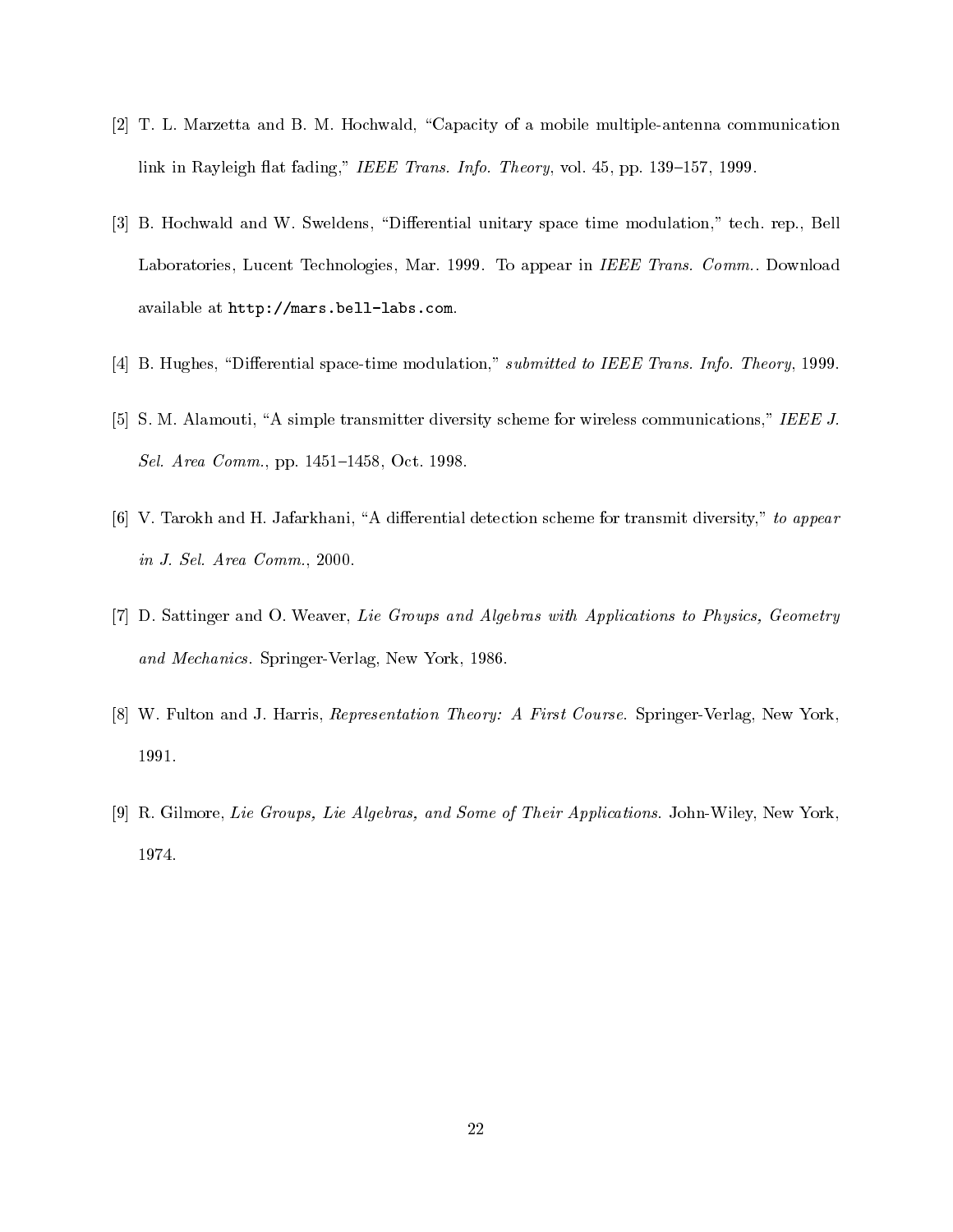[2] T. L. Marzetta and B. M. Hochwald, "Capacity of a mobile multiple-antenna communication link in Rayleigh flat fading," *IEEE Trans. Info. Theory*, vol. 45, pp. 139–157, 1999.

[3] B. Hochwald and W. Sweldens, "Differential unitary space time modulation," tech. rep., Bell Laboratories, Lucent Technologies, Mar. 1999. To appear in *IEEE Trans. Comm.*. Download available at `http://mars.bell-labs.com`.

[4] B. Hughes, "Differential space-time modulation," *submitted to IEEE Trans. Info. Theory*, 1999.

[5] S. M. Alamouti, "A simple transmitter diversity scheme for wireless communications," *IEEE J. Sel. Area Comm.*, pp. 1451–1458, Oct. 1998.

[6] V. Tarokh and H. Jafarkhani, "A differential detection scheme for transmit diversity," *to appear in J. Sel. Area Comm.*, 2000.

[7] D. Sattinger and O. Weaver, *Lie Groups and Algebras with Applications to Physics, Geometry and Mechanics.* Springer-Verlag, New York, 1986.

[8] W. Fulton and J. Harris, *Representation Theory: A First Course.* Springer-Verlag, New York, 1991.

[9] R. Gilmore, *Lie Groups, Lie Algebras, and Some of Their Applications.* John-Wiley, New York, 1974.